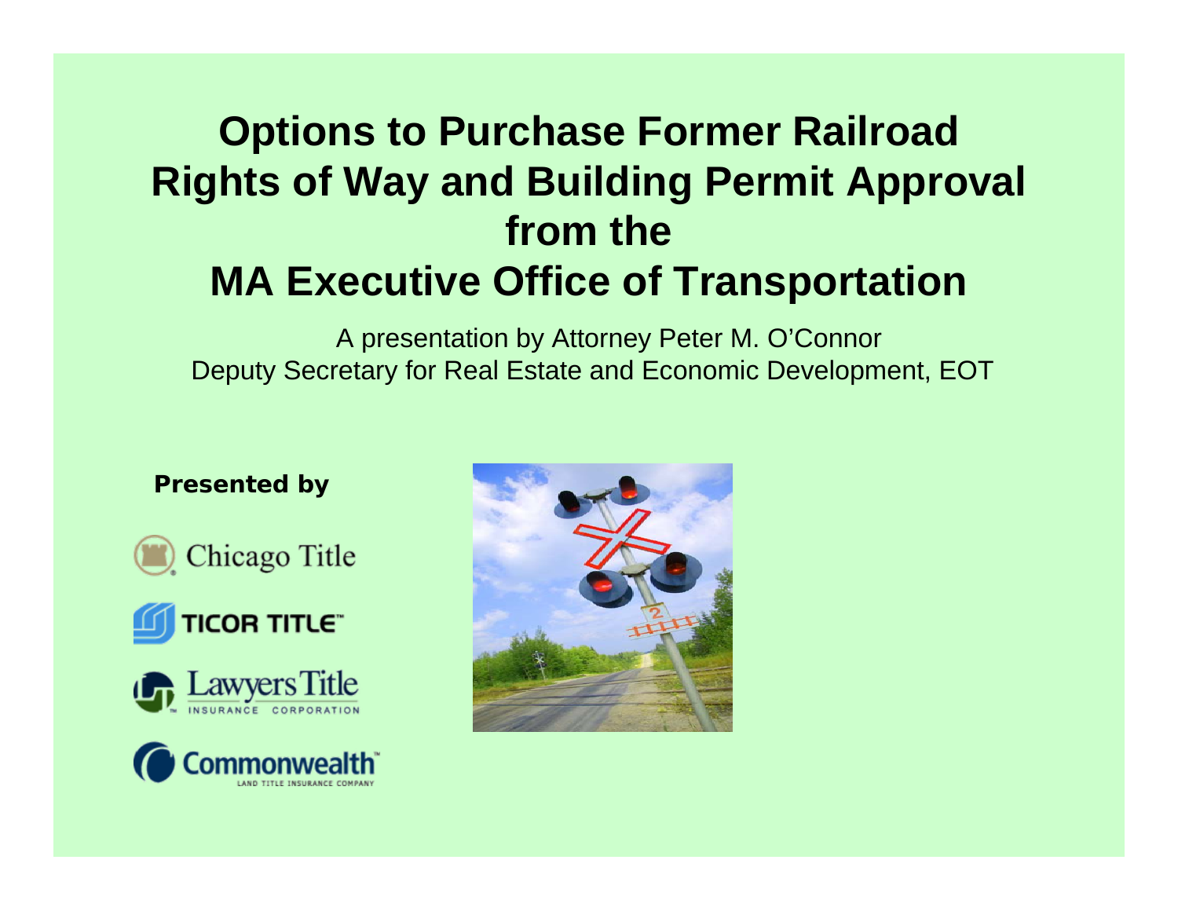# Options to Purchase Former Railroad Rights of Way and Building Permit Approval from the MA Executive Office of Transportation

A presentation by Attorney Peter M. O'Connor
Deputy Secretary for Real Estate and Economic Development, EOT

**Presented by**

Chicago Title

TICOR TITLE™

Lawyers Title
INSURANCE CORPORATION

Commonwealth™
LAND TITLE INSURANCE COMPANY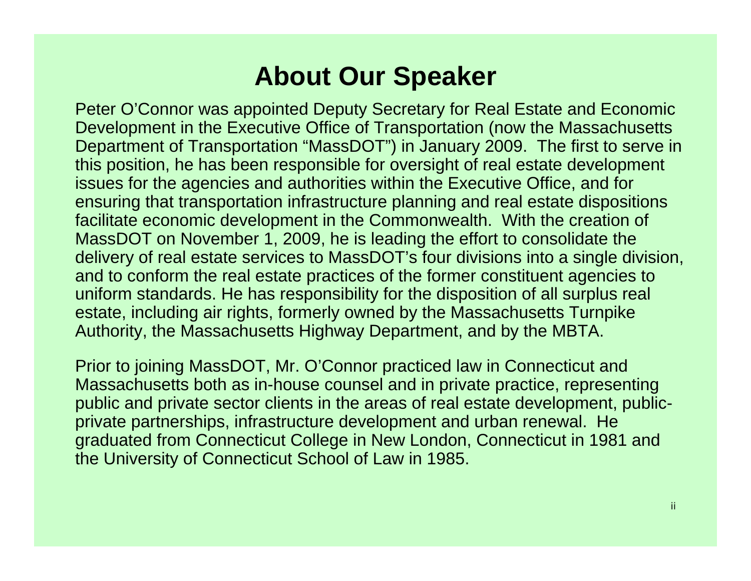# About Our Speaker

Peter O'Connor was appointed Deputy Secretary for Real Estate and Economic Development in the Executive Office of Transportation (now the Massachusetts Department of Transportation "MassDOT") in January 2009. The first to serve in this position, he has been responsible for oversight of real estate development issues for the agencies and authorities within the Executive Office, and for ensuring that transportation infrastructure planning and real estate dispositions facilitate economic development in the Commonwealth. With the creation of MassDOT on November 1, 2009, he is leading the effort to consolidate the delivery of real estate services to MassDOT's four divisions into a single division, and to conform the real estate practices of the former constituent agencies to uniform standards. He has responsibility for the disposition of all surplus real estate, including air rights, formerly owned by the Massachusetts Turnpike Authority, the Massachusetts Highway Department, and by the MBTA.

Prior to joining MassDOT, Mr. O'Connor practiced law in Connecticut and Massachusetts both as in-house counsel and in private practice, representing public and private sector clients in the areas of real estate development, public-private partnerships, infrastructure development and urban renewal. He graduated from Connecticut College in New London, Connecticut in 1981 and the University of Connecticut School of Law in 1985.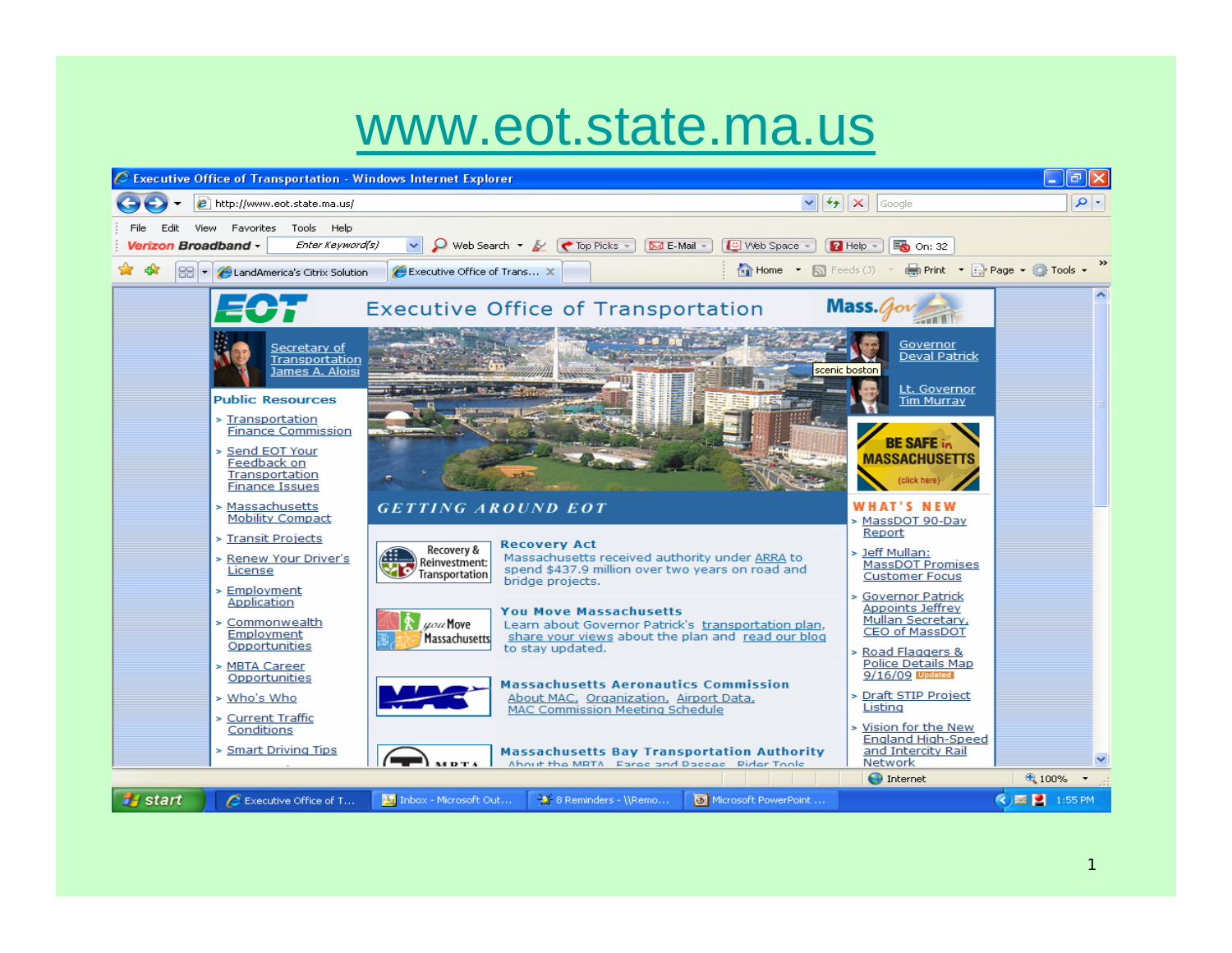# www.eot.state.ma.us

Executive Office of Transportation - Windows Internet Explorer

http://www.eot.state.ma.us/

EOT Executive Office of Transportation Mass.Gov

Secretary of Transportation James A. Aloisi

Governor Deval Patrick

Lt. Governor Tim Murray

scenic boston

BE SAFE in MASSACHUSETTS (click here)

**Public Resources**

- Transportation Finance Commission
- Send EOT Your Feedback on Transportation Finance Issues
- Massachusetts Mobility Compact
- Transit Projects
- Renew Your Driver's License
- Employment Application
- Commonwealth Employment Opportunities
- MBTA Career Opportunities
- Who's Who
- Current Traffic Conditions
- Smart Driving Tips

**GETTING AROUND EOT**

**Recovery Act**

Massachusetts received authority under ARRA to spend $437.9 million over two years on road and bridge projects.

**You Move Massachusetts**

Learn about Governor Patrick's transportation plan, share your views about the plan and read our blog to stay updated.

**Massachusetts Aeronautics Commission**

About MAC, Organization, Airport Data, MAC Commission Meeting Schedule

**Massachusetts Bay Transportation Authority**

About the MBTA, Fares and Passes, Rider Tools

**WHAT'S NEW**

- MassDOT 90-Day Report
- Jeff Mullan: MassDOT Promises Customer Focus
- Governor Patrick Appoints Jeffrey Mullan Secretary, CEO of MassDOT
- Road Flaggers & Police Details Map 9/16/09 Updated
- Draft STIP Project Listing
- Vision for the New England High-Speed and Intercity Rail Network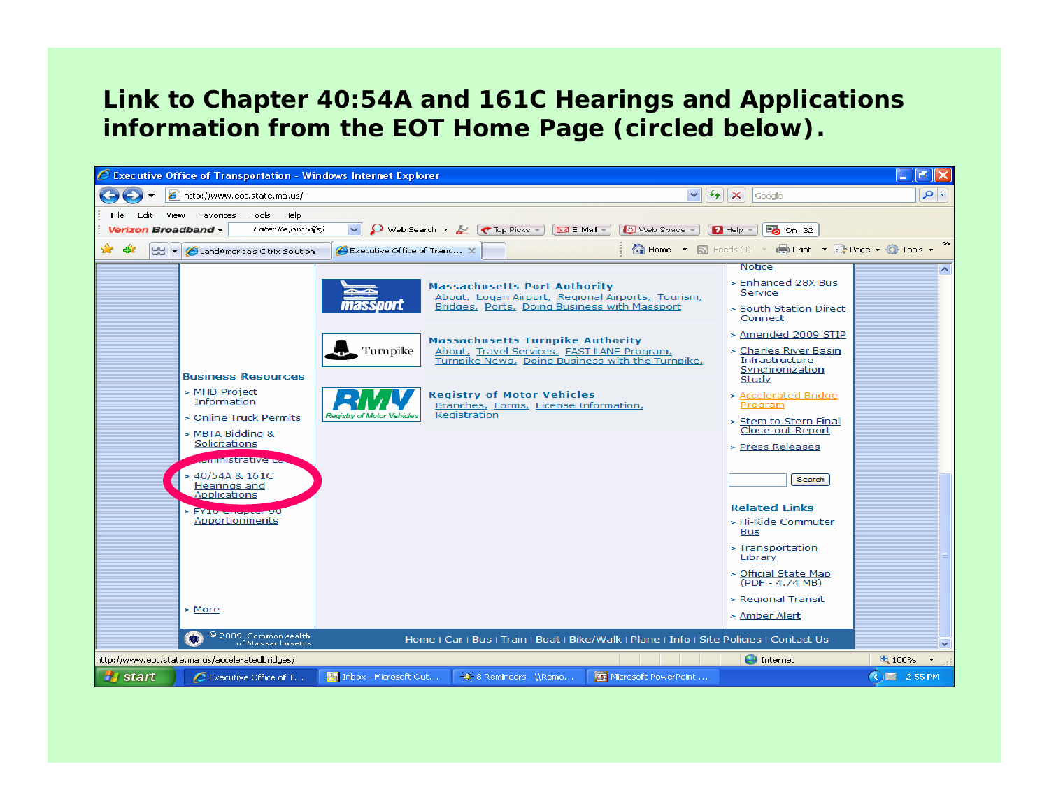# Link to Chapter 40:54A and 161C Hearings and Applications information from the EOT Home Page (circled below).

Executive Office of Transportation - Windows Internet Explorer

http://www.eot.state.ma.us/

**Business Resources**

- MHD Project Information
- Online Truck Permits
- MBTA Bidding & Solicitations
- Administrative Law
- 40/54A & 161C Hearings and Applications
- FY10 Chapter 90 Apportionments
- More

**Massachusetts Port Authority**
About, Logan Airport, Regional Airports, Tourism, Bridges, Ports, Doing Business with Massport

**Massachusetts Turnpike Authority**
About, Travel Services, FAST LANE Program, Turnpike News, Doing Business with the Turnpike

**Registry of Motor Vehicles**
Branches, Forms, License Information, Registration

- Notice
- Enhanced 28X Bus Service
- South Station Direct Connect
- Amended 2009 STIP
- Charles River Basin Infrastructure Synchronization Study
- Accelerated Bridge Program
- Stem to Stern Final Close-out Report
- Press Releases

**Related Links**

- Hi-Ride Commuter Bus
- Transportation Library
- Official State Map (PDF - 4.74 MB)
- Regional Transit
- Amber Alert

© 2009 Commonwealth of Massachusetts

Home | Car | Bus | Train | Boat | Bike/Walk | Plane | Info | Site Policies | Contact Us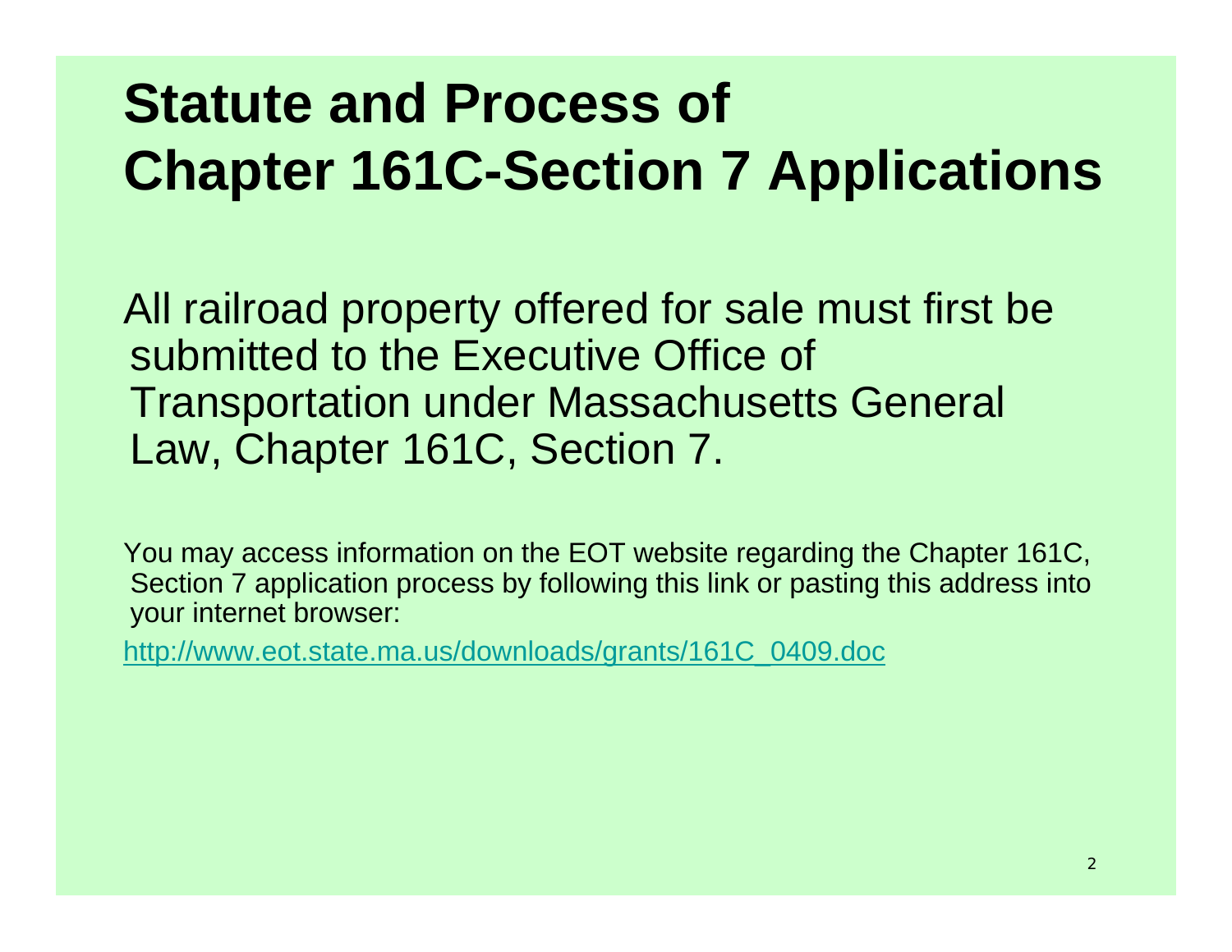# Statute and Process of Chapter 161C-Section 7 Applications

All railroad property offered for sale must first be submitted to the Executive Office of Transportation under Massachusetts General Law, Chapter 161C, Section 7.

You may access information on the EOT website regarding the Chapter 161C, Section 7 application process by following this link or pasting this address into your internet browser:

http://www.eot.state.ma.us/downloads/grants/161C_0409.doc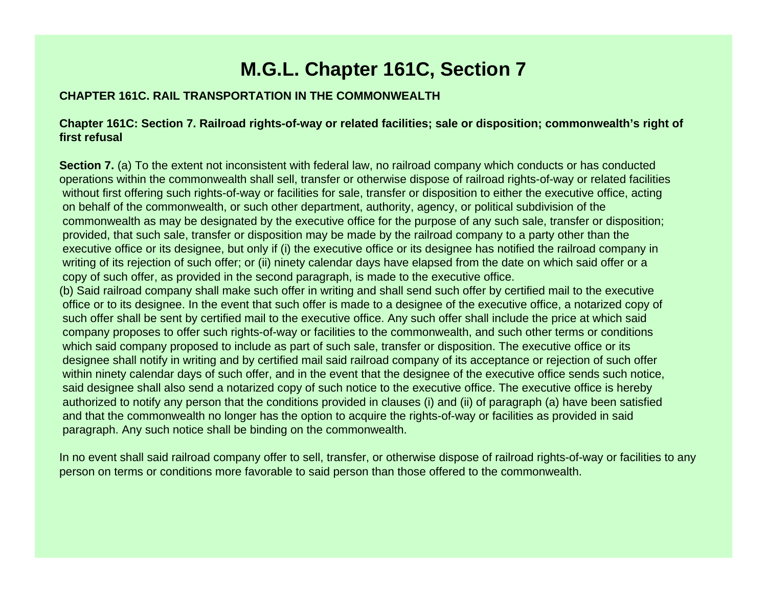# M.G.L. Chapter 161C, Section 7

**CHAPTER 161C. RAIL TRANSPORTATION IN THE COMMONWEALTH**

**Chapter 161C: Section 7. Railroad rights-of-way or related facilities; sale or disposition; commonwealth's right of first refusal**

**Section 7.** (a) To the extent not inconsistent with federal law, no railroad company which conducts or has conducted operations within the commonwealth shall sell, transfer or otherwise dispose of railroad rights-of-way or related facilities without first offering such rights-of-way or facilities for sale, transfer or disposition to either the executive office, acting on behalf of the commonwealth, or such other department, authority, agency, or political subdivision of the commonwealth as may be designated by the executive office for the purpose of any such sale, transfer or disposition; provided, that such sale, transfer or disposition may be made by the railroad company to a party other than the executive office or its designee, but only if (i) the executive office or its designee has notified the railroad company in writing of its rejection of such offer; or (ii) ninety calendar days have elapsed from the date on which said offer or a copy of such offer, as provided in the second paragraph, is made to the executive office.

(b) Said railroad company shall make such offer in writing and shall send such offer by certified mail to the executive office or to its designee. In the event that such offer is made to a designee of the executive office, a notarized copy of such offer shall be sent by certified mail to the executive office. Any such offer shall include the price at which said company proposes to offer such rights-of-way or facilities to the commonwealth, and such other terms or conditions which said company proposed to include as part of such sale, transfer or disposition. The executive office or its designee shall notify in writing and by certified mail said railroad company of its acceptance or rejection of such offer within ninety calendar days of such offer, and in the event that the designee of the executive office sends such notice, said designee shall also send a notarized copy of such notice to the executive office. The executive office is hereby authorized to notify any person that the conditions provided in clauses (i) and (ii) of paragraph (a) have been satisfied and that the commonwealth no longer has the option to acquire the rights-of-way or facilities as provided in said paragraph. Any such notice shall be binding on the commonwealth.

In no event shall said railroad company offer to sell, transfer, or otherwise dispose of railroad rights-of-way or facilities to any person on terms or conditions more favorable to said person than those offered to the commonwealth.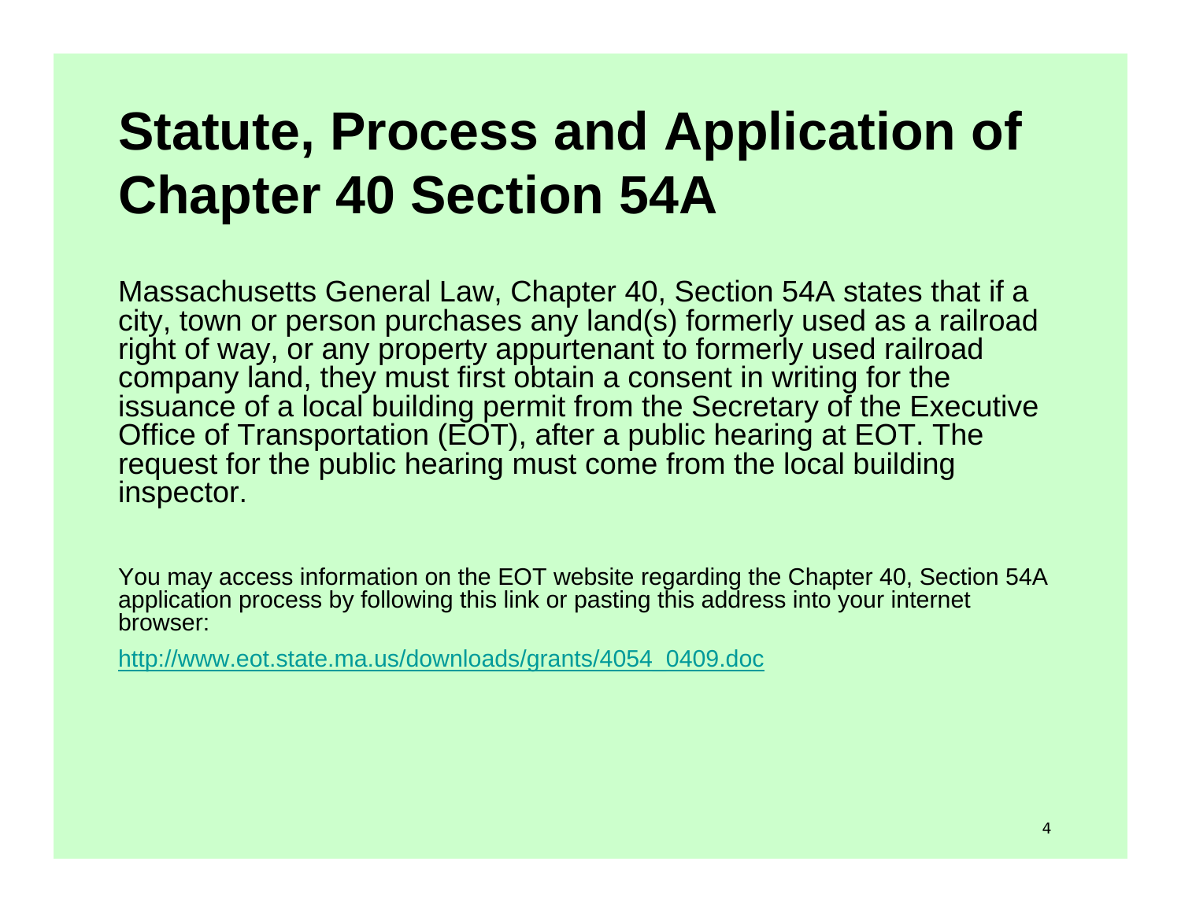# Statute, Process and Application of Chapter 40 Section 54A

Massachusetts General Law, Chapter 40, Section 54A states that if a city, town or person purchases any land(s) formerly used as a railroad right of way, or any property appurtenant to formerly used railroad company land, they must first obtain a consent in writing for the issuance of a local building permit from the Secretary of the Executive Office of Transportation (EOT), after a public hearing at EOT. The request for the public hearing must come from the local building inspector.

You may access information on the EOT website regarding the Chapter 40, Section 54A application process by following this link or pasting this address into your internet browser:

http://www.eot.state.ma.us/downloads/grants/4054_0409.doc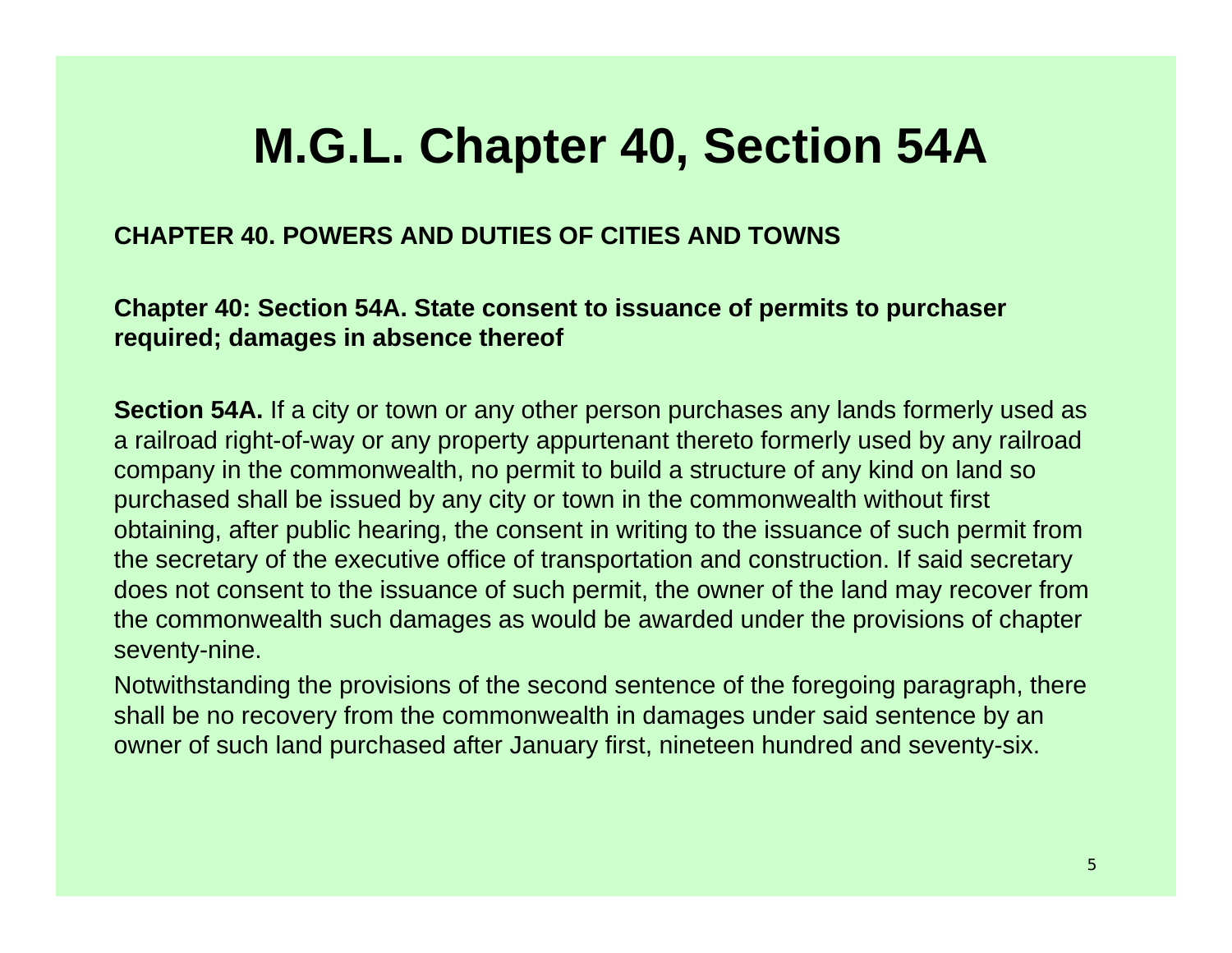# M.G.L. Chapter 40, Section 54A

**CHAPTER 40. POWERS AND DUTIES OF CITIES AND TOWNS**

**Chapter 40: Section 54A. State consent to issuance of permits to purchaser required; damages in absence thereof**

**Section 54A.** If a city or town or any other person purchases any lands formerly used as a railroad right-of-way or any property appurtenant thereto formerly used by any railroad company in the commonwealth, no permit to build a structure of any kind on land so purchased shall be issued by any city or town in the commonwealth without first obtaining, after public hearing, the consent in writing to the issuance of such permit from the secretary of the executive office of transportation and construction. If said secretary does not consent to the issuance of such permit, the owner of the land may recover from the commonwealth such damages as would be awarded under the provisions of chapter seventy-nine.

Notwithstanding the provisions of the second sentence of the foregoing paragraph, there shall be no recovery from the commonwealth in damages under said sentence by an owner of such land purchased after January first, nineteen hundred and seventy-six.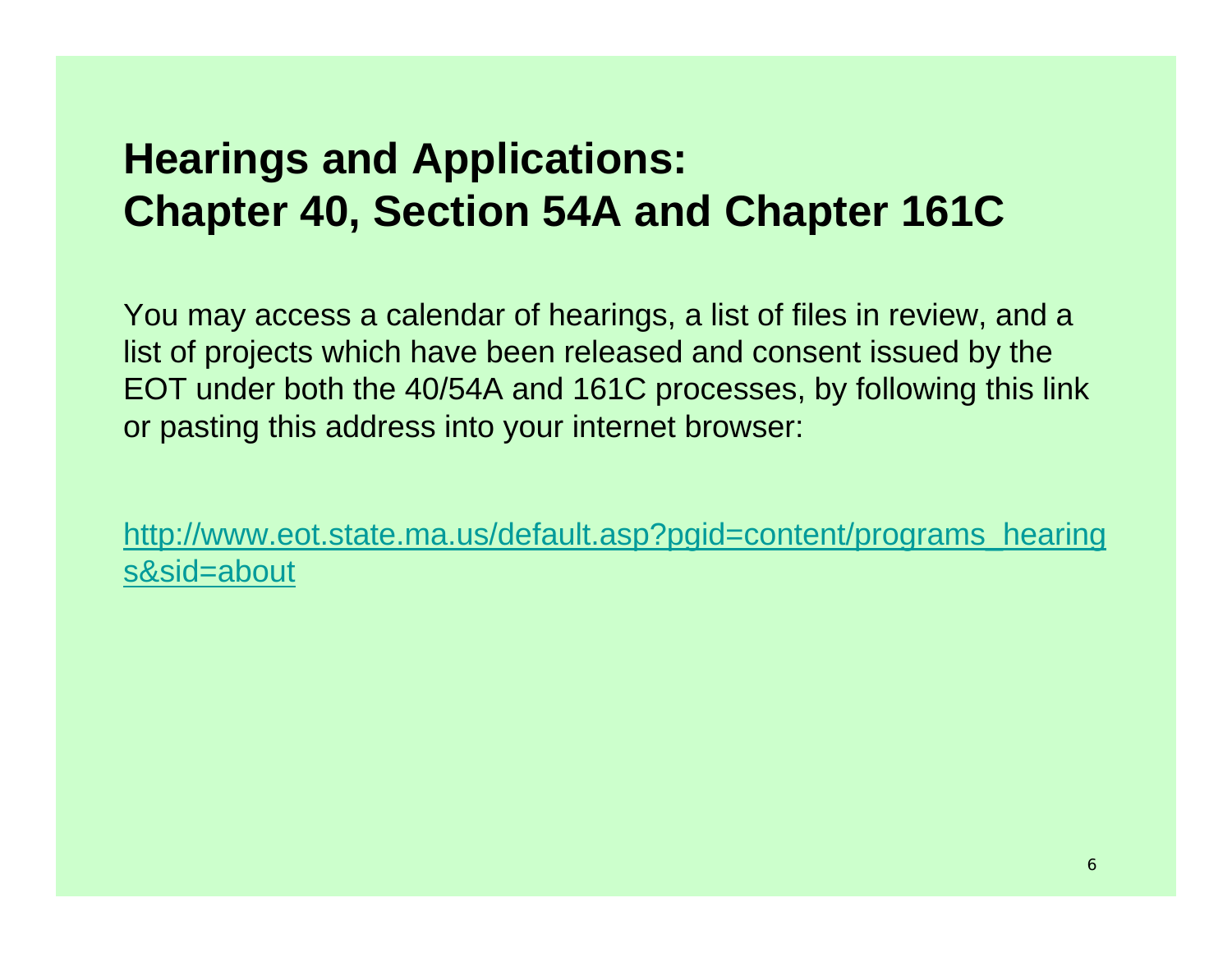# Hearings and Applications: Chapter 40, Section 54A and Chapter 161C

You may access a calendar of hearings, a list of files in review, and a list of projects which have been released and consent issued by the EOT under both the 40/54A and 161C processes, by following this link or pasting this address into your internet browser:

[http://www.eot.state.ma.us/default.asp?pgid=content/programs_hearings&sid=about](http://www.eot.state.ma.us/default.asp?pgid=content/programs_hearings&sid=about)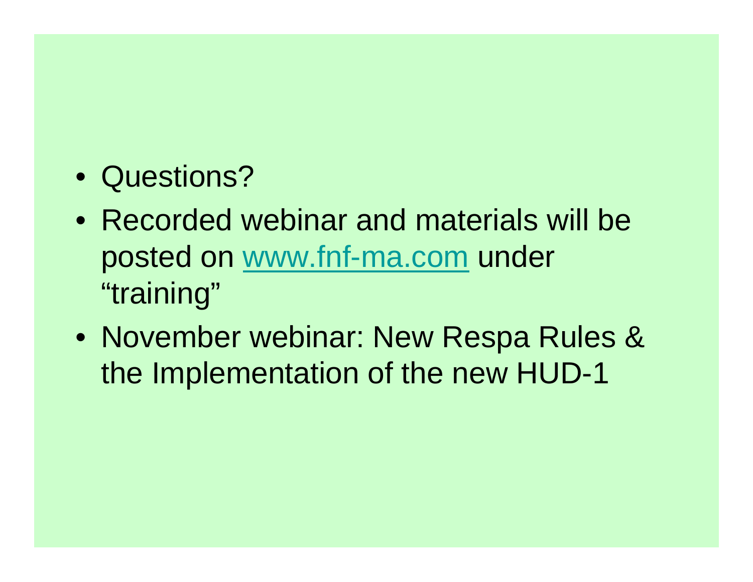- Questions?
- Recorded webinar and materials will be posted on www.fnf-ma.com under "training"
- November webinar: New Respa Rules & the Implementation of the new HUD-1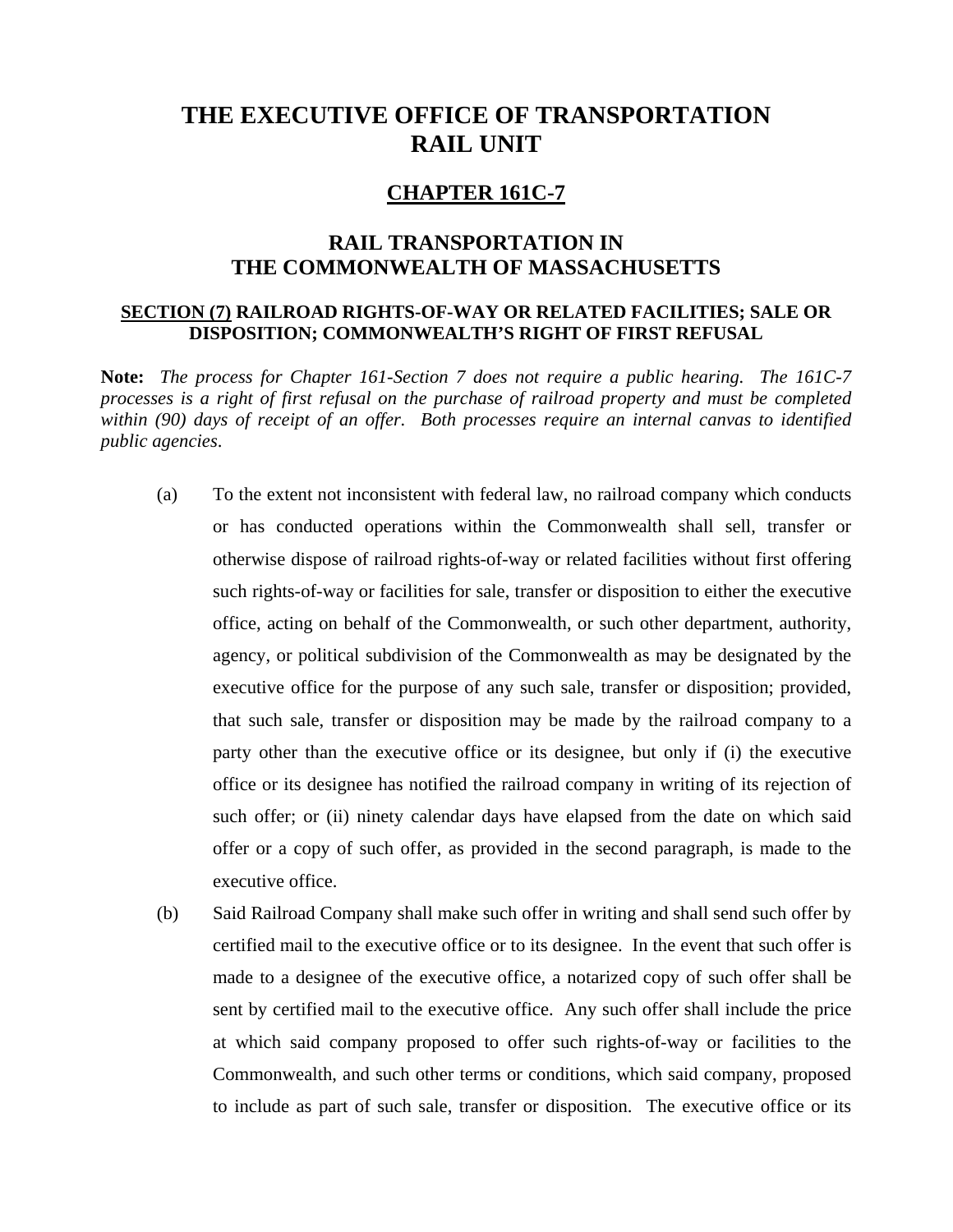# THE EXECUTIVE OFFICE OF TRANSPORTATION RAIL UNIT

## CHAPTER 161C-7

## RAIL TRANSPORTATION IN THE COMMONWEALTH OF MASSACHUSETTS

### SECTION (7) RAILROAD RIGHTS-OF-WAY OR RELATED FACILITIES; SALE OR DISPOSITION; COMMONWEALTH'S RIGHT OF FIRST REFUSAL

**Note:** *The process for Chapter 161-Section 7 does not require a public hearing. The 161C-7 processes is a right of first refusal on the purchase of railroad property and must be completed within (90) days of receipt of an offer. Both processes require an internal canvas to identified public agencies.*

(a) To the extent not inconsistent with federal law, no railroad company which conducts or has conducted operations within the Commonwealth shall sell, transfer or otherwise dispose of railroad rights-of-way or related facilities without first offering such rights-of-way or facilities for sale, transfer or disposition to either the executive office, acting on behalf of the Commonwealth, or such other department, authority, agency, or political subdivision of the Commonwealth as may be designated by the executive office for the purpose of any such sale, transfer or disposition; provided, that such sale, transfer or disposition may be made by the railroad company to a party other than the executive office or its designee, but only if (i) the executive office or its designee has notified the railroad company in writing of its rejection of such offer; or (ii) ninety calendar days have elapsed from the date on which said offer or a copy of such offer, as provided in the second paragraph, is made to the executive office.

(b) Said Railroad Company shall make such offer in writing and shall send such offer by certified mail to the executive office or to its designee. In the event that such offer is made to a designee of the executive office, a notarized copy of such offer shall be sent by certified mail to the executive office. Any such offer shall include the price at which said company proposed to offer such rights-of-way or facilities to the Commonwealth, and such other terms or conditions, which said company, proposed to include as part of such sale, transfer or disposition. The executive office or its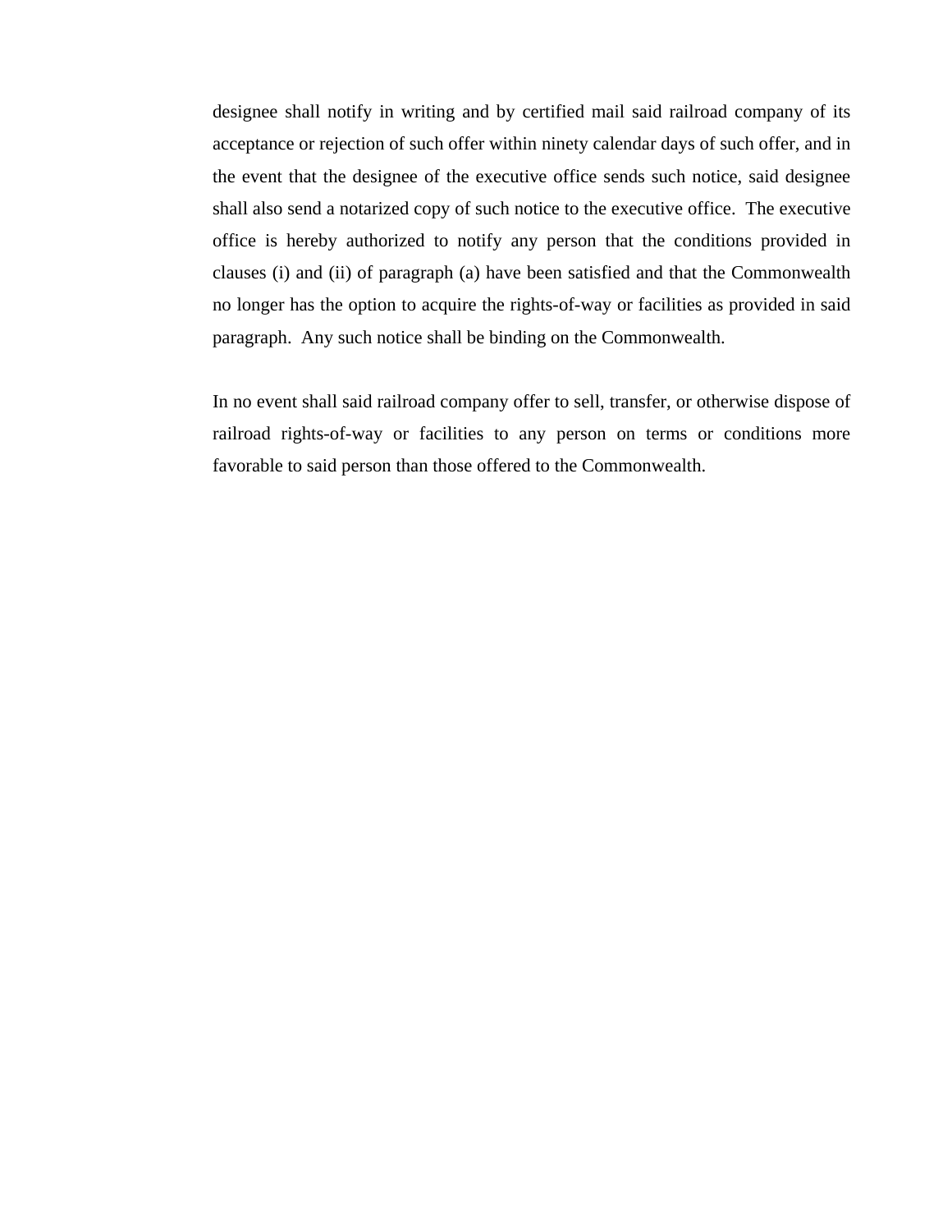designee shall notify in writing and by certified mail said railroad company of its acceptance or rejection of such offer within ninety calendar days of such offer, and in the event that the designee of the executive office sends such notice, said designee shall also send a notarized copy of such notice to the executive office. The executive office is hereby authorized to notify any person that the conditions provided in clauses (i) and (ii) of paragraph (a) have been satisfied and that the Commonwealth no longer has the option to acquire the rights-of-way or facilities as provided in said paragraph. Any such notice shall be binding on the Commonwealth.

In no event shall said railroad company offer to sell, transfer, or otherwise dispose of railroad rights-of-way or facilities to any person on terms or conditions more favorable to said person than those offered to the Commonwealth.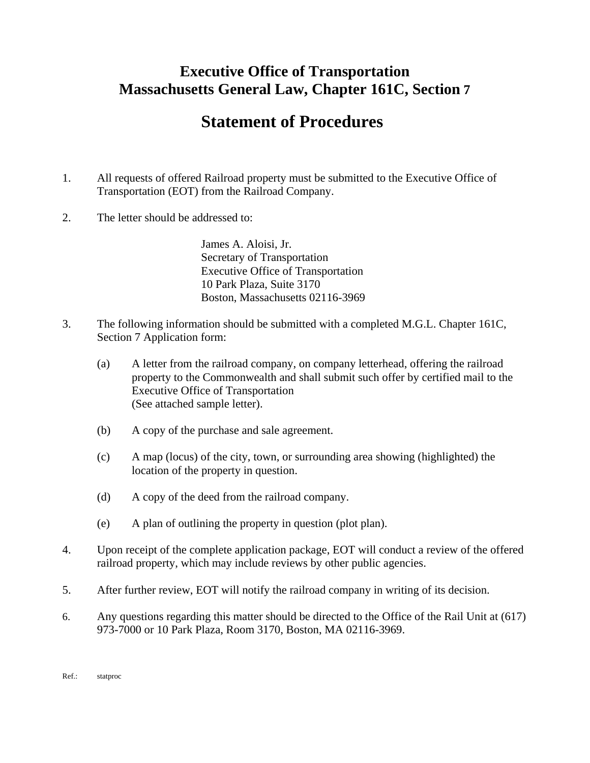# Executive Office of Transportation
# Massachusetts General Law, Chapter 161C, Section 7

## Statement of Procedures

1. All requests of offered Railroad property must be submitted to the Executive Office of Transportation (EOT) from the Railroad Company.

2. The letter should be addressed to:

   James A. Aloisi, Jr.
   Secretary of Transportation
   Executive Office of Transportation
   10 Park Plaza, Suite 3170
   Boston, Massachusetts 02116-3969

3. The following information should be submitted with a completed M.G.L. Chapter 161C, Section 7 Application form:

   (a) A letter from the railroad company, on company letterhead, offering the railroad property to the Commonwealth and shall submit such offer by certified mail to the Executive Office of Transportation
   (See attached sample letter).

   (b) A copy of the purchase and sale agreement.

   (c) A map (locus) of the city, town, or surrounding area showing (highlighted) the location of the property in question.

   (d) A copy of the deed from the railroad company.

   (e) A plan of outlining the property in question (plot plan).

4. Upon receipt of the complete application package, EOT will conduct a review of the offered railroad property, which may include reviews by other public agencies.

5. After further review, EOT will notify the railroad company in writing of its decision.

6. Any questions regarding this matter should be directed to the Office of the Rail Unit at (617) 973-7000 or 10 Park Plaza, Room 3170, Boston, MA 02116-3969.

Ref.: statproc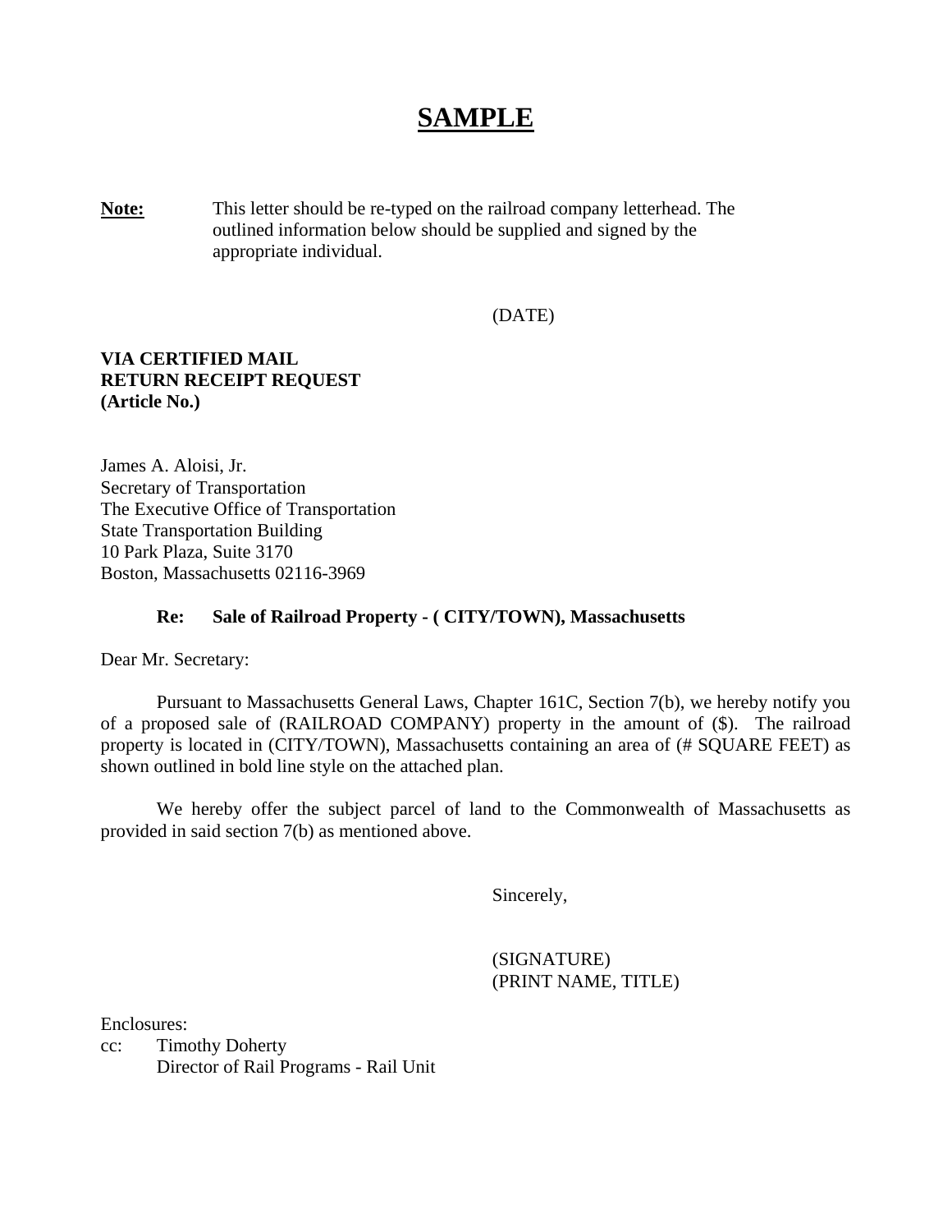# SAMPLE

**Note:** This letter should be re-typed on the railroad company letterhead. The outlined information below should be supplied and signed by the appropriate individual.

(DATE)

**VIA CERTIFIED MAIL**
**RETURN RECEIPT REQUEST**
**(Article No.)**

James A. Aloisi, Jr.
Secretary of Transportation
The Executive Office of Transportation
State Transportation Building
10 Park Plaza, Suite 3170
Boston, Massachusetts 02116-3969

**Re: Sale of Railroad Property - ( CITY/TOWN), Massachusetts**

Dear Mr. Secretary:

Pursuant to Massachusetts General Laws, Chapter 161C, Section 7(b), we hereby notify you of a proposed sale of (RAILROAD COMPANY) property in the amount of ($). The railroad property is located in (CITY/TOWN), Massachusetts containing an area of (# SQUARE FEET) as shown outlined in bold line style on the attached plan.

We hereby offer the subject parcel of land to the Commonwealth of Massachusetts as provided in said section 7(b) as mentioned above.

Sincerely,

(SIGNATURE)
(PRINT NAME, TITLE)

Enclosures:
cc: Timothy Doherty
Director of Rail Programs - Rail Unit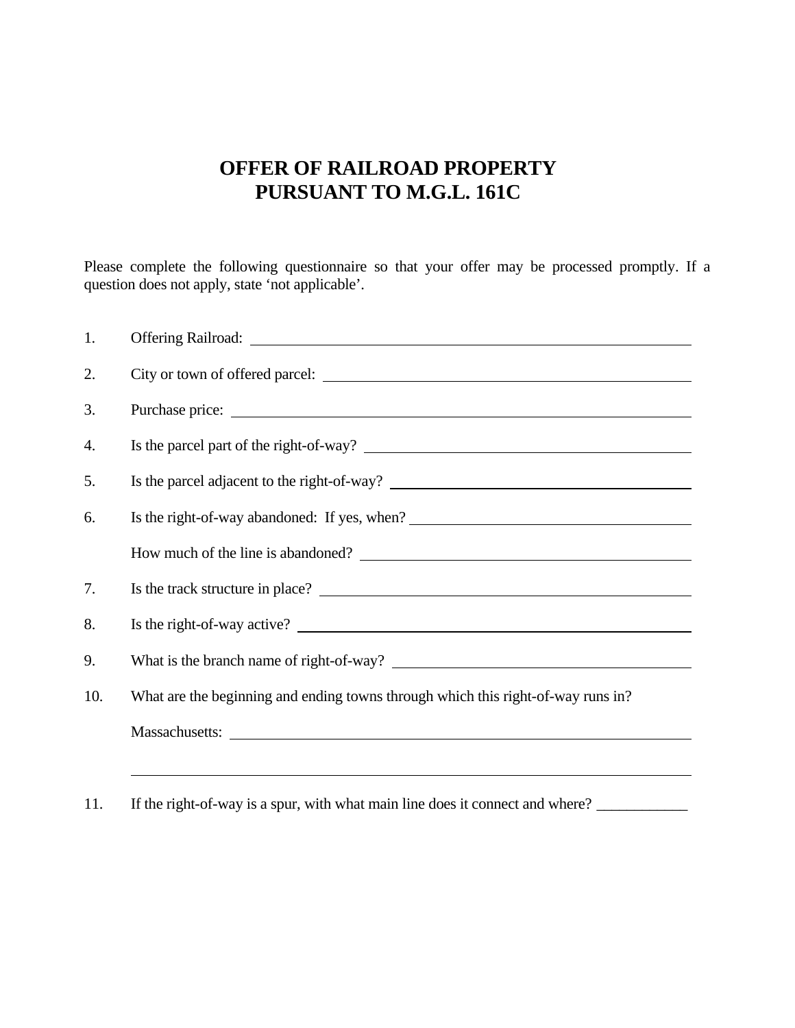# OFFER OF RAILROAD PROPERTY PURSUANT TO M.G.L. 161C

Please complete the following questionnaire so that your offer may be processed promptly. If a question does not apply, state 'not applicable'.

1. Offering Railroad: ____________________

2. City or town of offered parcel: ____________________

3. Purchase price: ____________________

4. Is the parcel part of the right-of-way? ____________________

5. Is the parcel adjacent to the right-of-way? ____________________

6. Is the right-of-way abandoned: If yes, when? ____________________

   How much of the line is abandoned? ____________________

7. Is the track structure in place? ____________________

8. Is the right-of-way active? ____________________

9. What is the branch name of right-of-way? ____________________

10. What are the beginning and ending towns through which this right-of-way runs in?

    Massachusetts: ____________________

    ____________________

11. If the right-of-way is a spur, with what main line does it connect and where? ____________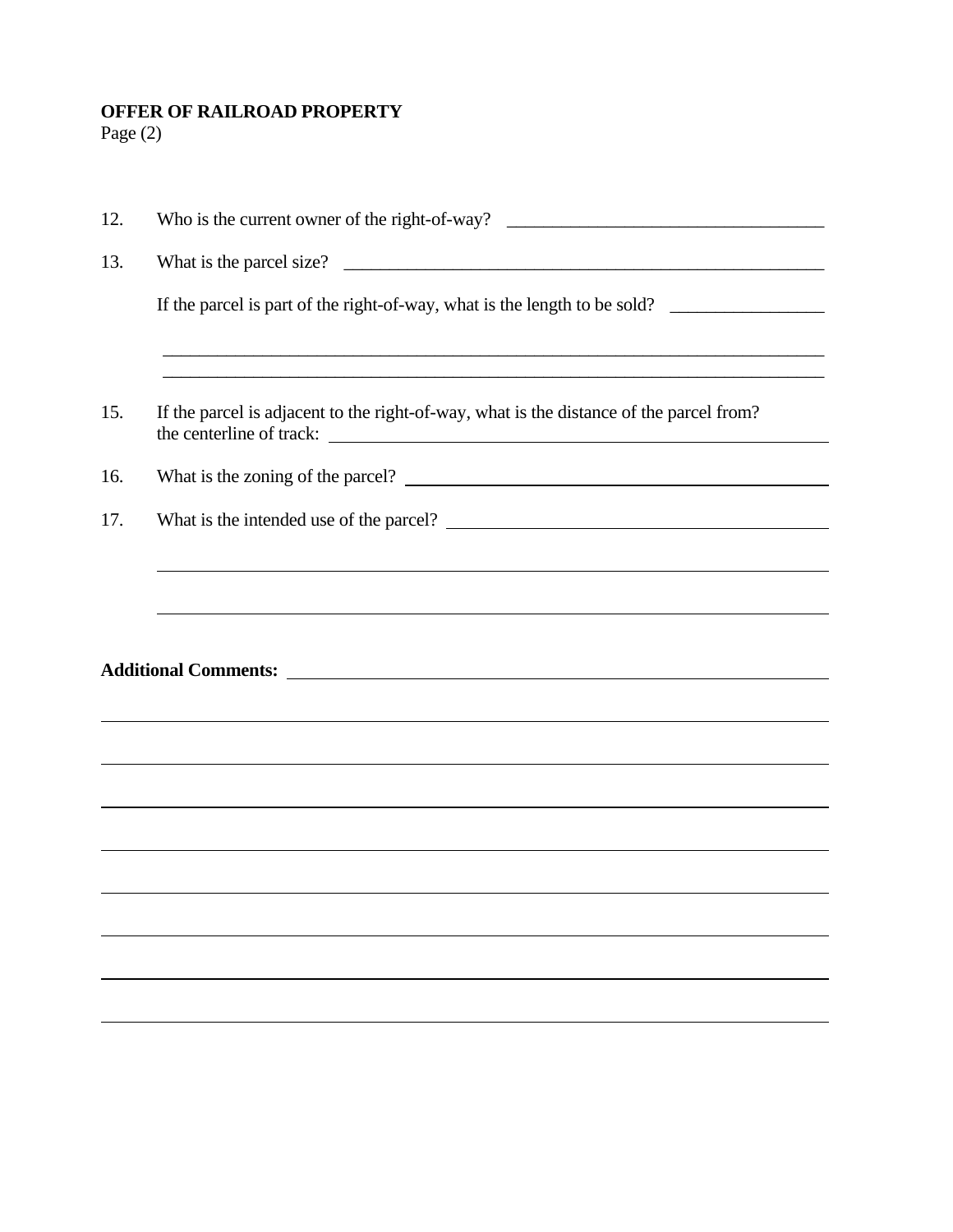**OFFER OF RAILROAD PROPERTY**
Page (2)

12. Who is the current owner of the right-of-way? ___________________________________

13. What is the parcel size? _____________________________________________________

    If the parcel is part of the right-of-way, what is the length to be sold? ________________

    ______________________________________________________________________

    ______________________________________________________________________

15. If the parcel is adjacent to the right-of-way, what is the distance of the parcel from? the centerline of track: ______________________________________________________

16. What is the zoning of the parcel? ____________________________________________

17. What is the intended use of the parcel? _______________________________________

    ______________________________________________________________________

    ______________________________________________________________________

**Additional Comments:** ___________________________________________________________

__________________________________________________________________________

__________________________________________________________________________

__________________________________________________________________________

__________________________________________________________________________

__________________________________________________________________________

__________________________________________________________________________

__________________________________________________________________________

__________________________________________________________________________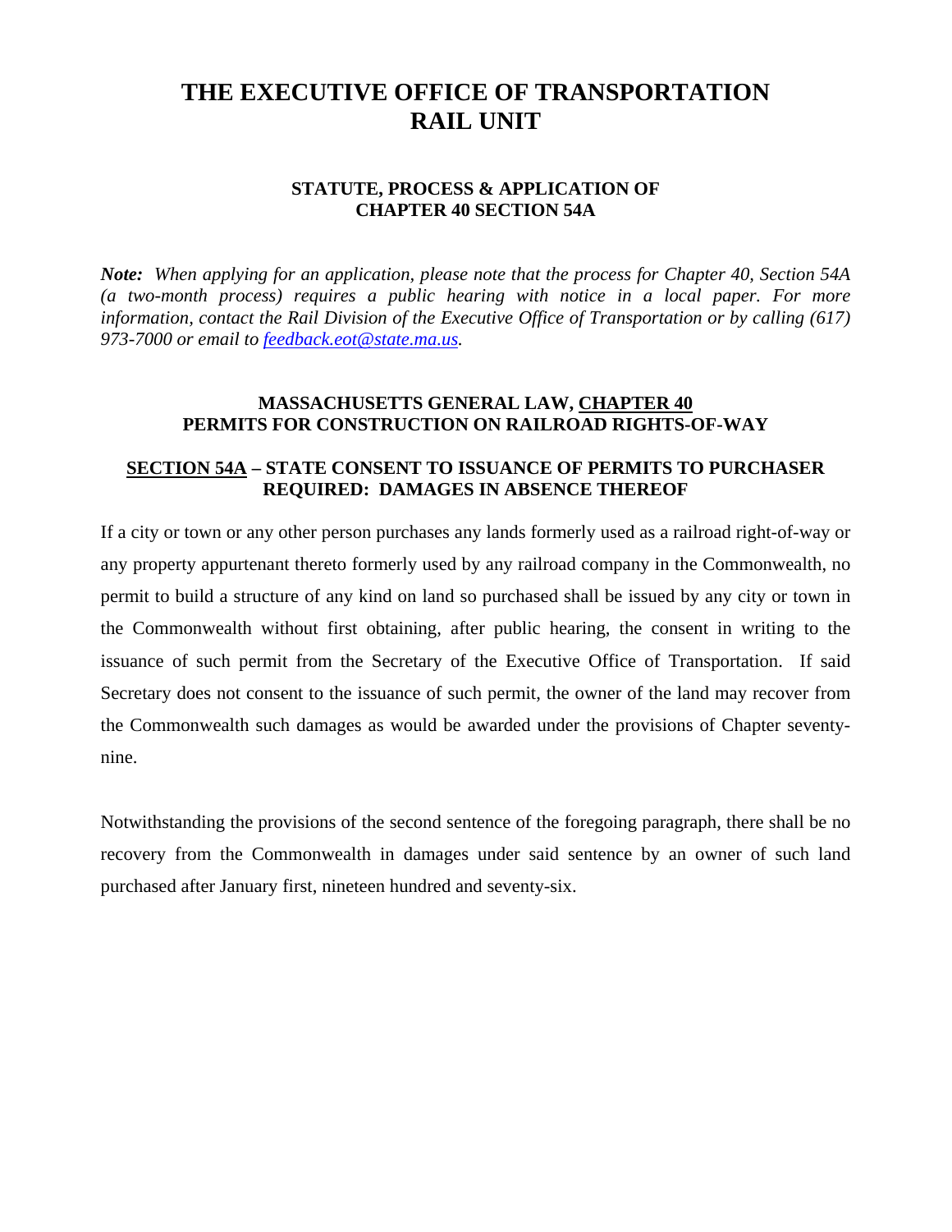# THE EXECUTIVE OFFICE OF TRANSPORTATION RAIL UNIT

### STATUTE, PROCESS & APPLICATION OF CHAPTER 40 SECTION 54A

***Note:*** *When applying for an application, please note that the process for Chapter 40, Section 54A (a two-month process) requires a public hearing with notice in a local paper. For more information, contact the Rail Division of the Executive Office of Transportation or by calling (617) 973-7000 or email to [feedback.eot@state.ma.us](mailto:feedback.eot@state.ma.us).*

### MASSACHUSETTS GENERAL LAW, CHAPTER 40 PERMITS FOR CONSTRUCTION ON RAILROAD RIGHTS-OF-WAY

### SECTION 54A – STATE CONSENT TO ISSUANCE OF PERMITS TO PURCHASER REQUIRED: DAMAGES IN ABSENCE THEREOF

If a city or town or any other person purchases any lands formerly used as a railroad right-of-way or any property appurtenant thereto formerly used by any railroad company in the Commonwealth, no permit to build a structure of any kind on land so purchased shall be issued by any city or town in the Commonwealth without first obtaining, after public hearing, the consent in writing to the issuance of such permit from the Secretary of the Executive Office of Transportation. If said Secretary does not consent to the issuance of such permit, the owner of the land may recover from the Commonwealth such damages as would be awarded under the provisions of Chapter seventy-nine.

Notwithstanding the provisions of the second sentence of the foregoing paragraph, there shall be no recovery from the Commonwealth in damages under said sentence by an owner of such land purchased after January first, nineteen hundred and seventy-six.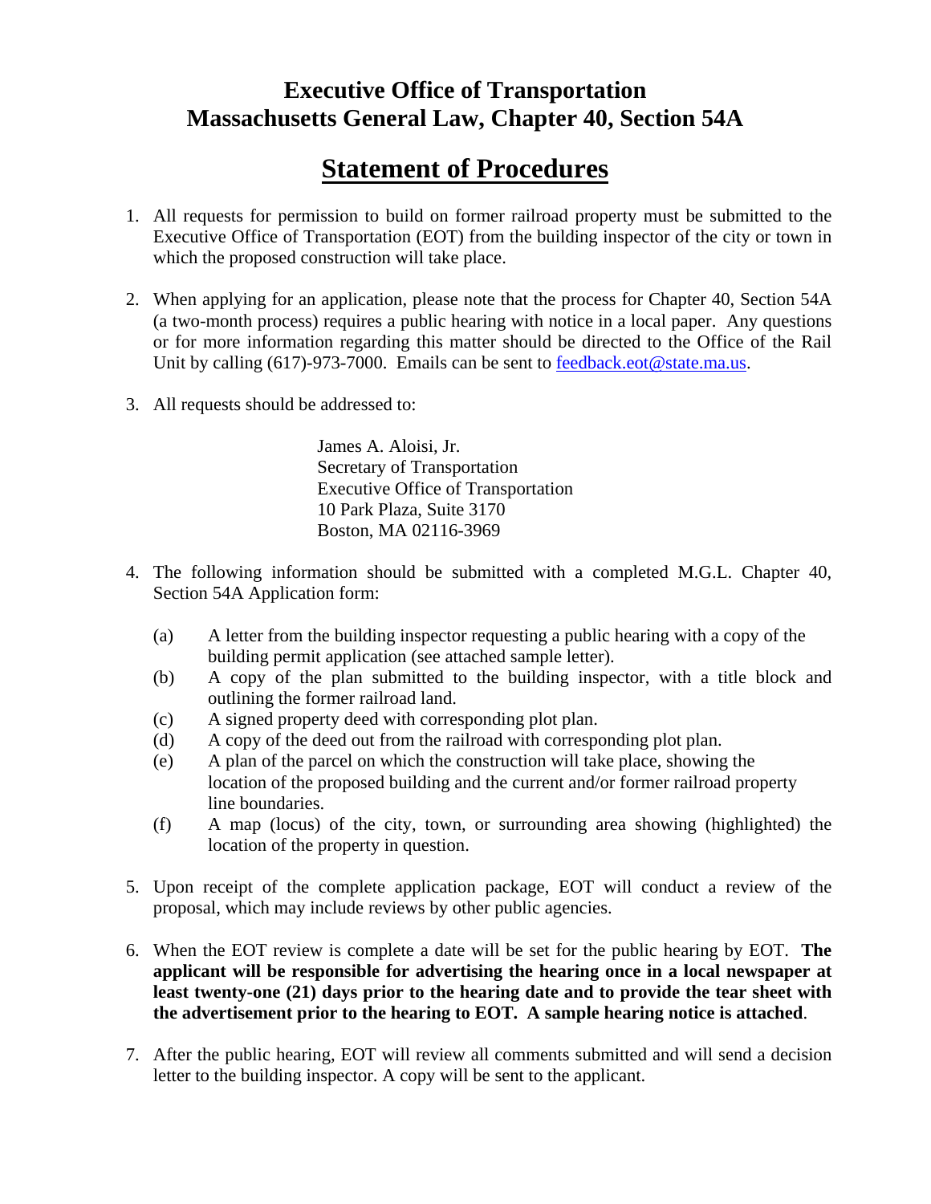# Executive Office of Transportation
# Massachusetts General Law, Chapter 40, Section 54A

## Statement of Procedures

1. All requests for permission to build on former railroad property must be submitted to the Executive Office of Transportation (EOT) from the building inspector of the city or town in which the proposed construction will take place.

2. When applying for an application, please note that the process for Chapter 40, Section 54A (a two-month process) requires a public hearing with notice in a local paper. Any questions or for more information regarding this matter should be directed to the Office of the Rail Unit by calling (617)-973-7000. Emails can be sent to feedback.eot@state.ma.us.

3. All requests should be addressed to:

   James A. Aloisi, Jr.
   Secretary of Transportation
   Executive Office of Transportation
   10 Park Plaza, Suite 3170
   Boston, MA 02116-3969

4. The following information should be submitted with a completed M.G.L. Chapter 40, Section 54A Application form:

   (a) A letter from the building inspector requesting a public hearing with a copy of the building permit application (see attached sample letter).
   (b) A copy of the plan submitted to the building inspector, with a title block and outlining the former railroad land.
   (c) A signed property deed with corresponding plot plan.
   (d) A copy of the deed out from the railroad with corresponding plot plan.
   (e) A plan of the parcel on which the construction will take place, showing the location of the proposed building and the current and/or former railroad property line boundaries.
   (f) A map (locus) of the city, town, or surrounding area showing (highlighted) the location of the property in question.

5. Upon receipt of the complete application package, EOT will conduct a review of the proposal, which may include reviews by other public agencies.

6. When the EOT review is complete a date will be set for the public hearing by EOT. **The applicant will be responsible for advertising the hearing once in a local newspaper at least twenty-one (21) days prior to the hearing date and to provide the tear sheet with the advertisement prior to the hearing to EOT. A sample hearing notice is attached**.

7. After the public hearing, EOT will review all comments submitted and will send a decision letter to the building inspector. A copy will be sent to the applicant.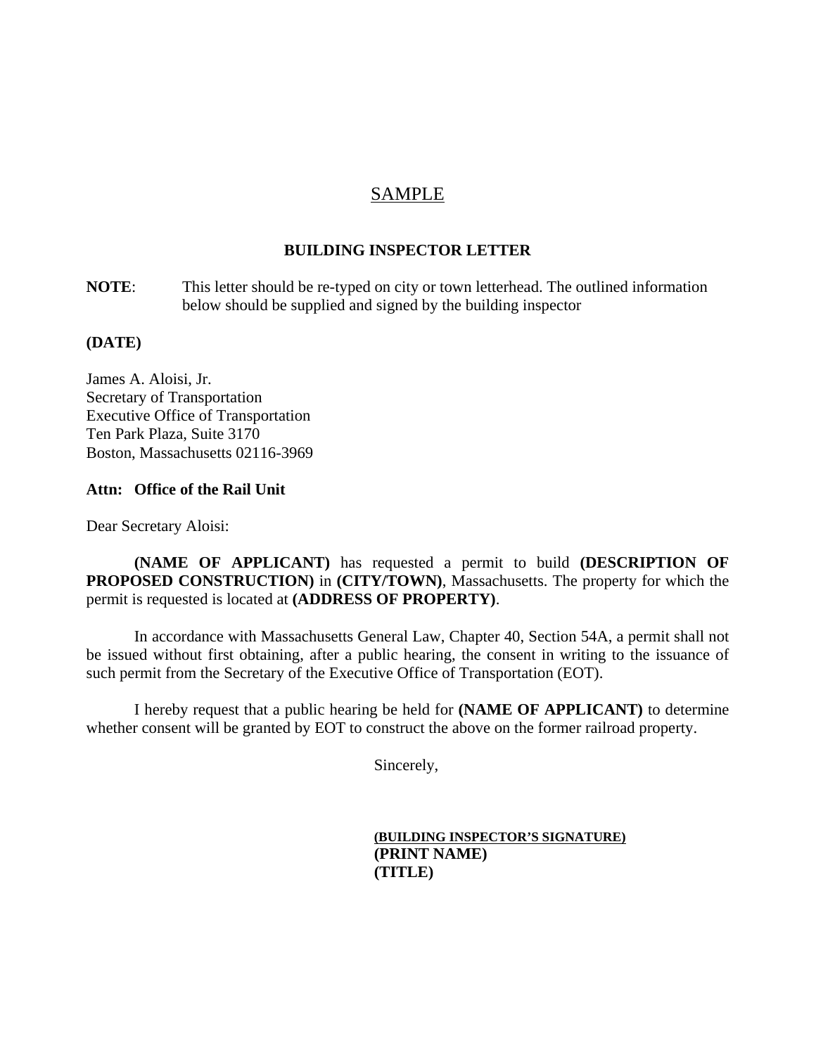SAMPLE

**BUILDING INSPECTOR LETTER**

**NOTE**: This letter should be re-typed on city or town letterhead. The outlined information below should be supplied and signed by the building inspector

**(DATE)**

James A. Aloisi, Jr.
Secretary of Transportation
Executive Office of Transportation
Ten Park Plaza, Suite 3170
Boston, Massachusetts 02116-3969

**Attn: Office of the Rail Unit**

Dear Secretary Aloisi:

**(NAME OF APPLICANT)** has requested a permit to build **(DESCRIPTION OF PROPOSED CONSTRUCTION)** in **(CITY/TOWN)**, Massachusetts. The property for which the permit is requested is located at **(ADDRESS OF PROPERTY)**.

In accordance with Massachusetts General Law, Chapter 40, Section 54A, a permit shall not be issued without first obtaining, after a public hearing, the consent in writing to the issuance of such permit from the Secretary of the Executive Office of Transportation (EOT).

I hereby request that a public hearing be held for **(NAME OF APPLICANT)** to determine whether consent will be granted by EOT to construct the above on the former railroad property.

Sincerely,

**(BUILDING INSPECTOR'S SIGNATURE)**
**(PRINT NAME)**
**(TITLE)**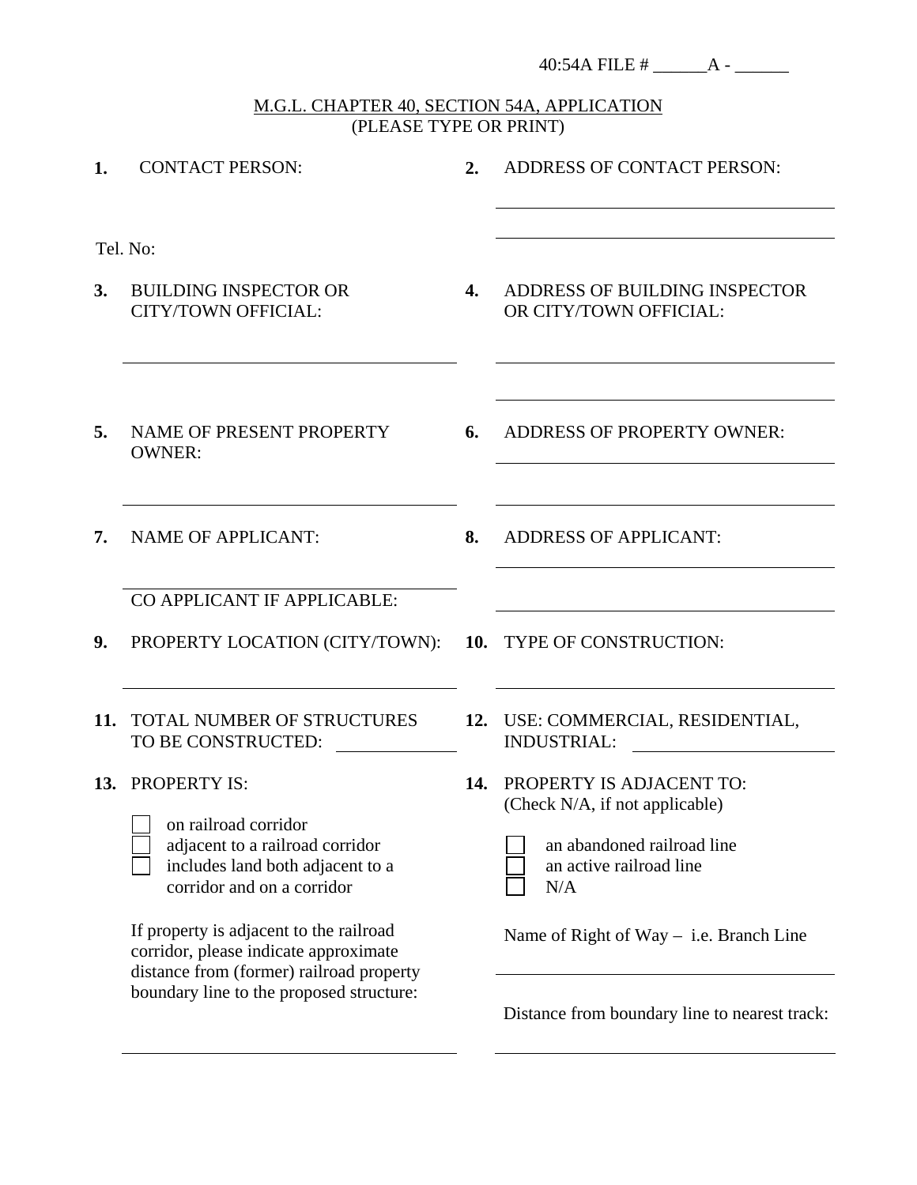40:54A FILE # ______A - ______

M.G.L. CHAPTER 40, SECTION 54A, APPLICATION
(PLEASE TYPE OR PRINT)

**1.** CONTACT PERSON:

Tel. No:

**2.** ADDRESS OF CONTACT PERSON:

______________________________

______________________________

**3.** BUILDING INSPECTOR OR CITY/TOWN OFFICIAL:

______________________________

**4.** ADDRESS OF BUILDING INSPECTOR OR CITY/TOWN OFFICIAL:

______________________________

______________________________

**5.** NAME OF PRESENT PROPERTY OWNER:

______________________________

**6.** ADDRESS OF PROPERTY OWNER:

______________________________

______________________________

**7.** NAME OF APPLICANT:

______________________________

CO APPLICANT IF APPLICABLE:

**8.** ADDRESS OF APPLICANT:

______________________________

______________________________

**9.** PROPERTY LOCATION (CITY/TOWN):

______________________________

**10.** TYPE OF CONSTRUCTION:

______________________________

**11.** TOTAL NUMBER OF STRUCTURES TO BE CONSTRUCTED: ____________

**12.** USE: COMMERCIAL, RESIDENTIAL, INDUSTRIAL: ____________

**13.** PROPERTY IS:

- ☐ on railroad corridor
- ☐ adjacent to a railroad corridor
- ☐ includes land both adjacent to a corridor and on a corridor

If property is adjacent to the railroad corridor, please indicate approximate distance from (former) railroad property boundary line to the proposed structure:

______________________________

**14.** PROPERTY IS ADJACENT TO:
(Check N/A, if not applicable)

- ☐ an abandoned railroad line
- ☐ an active railroad line
- ☐ N/A

Name of Right of Way – i.e. Branch Line

______________________________

Distance from boundary line to nearest track:

______________________________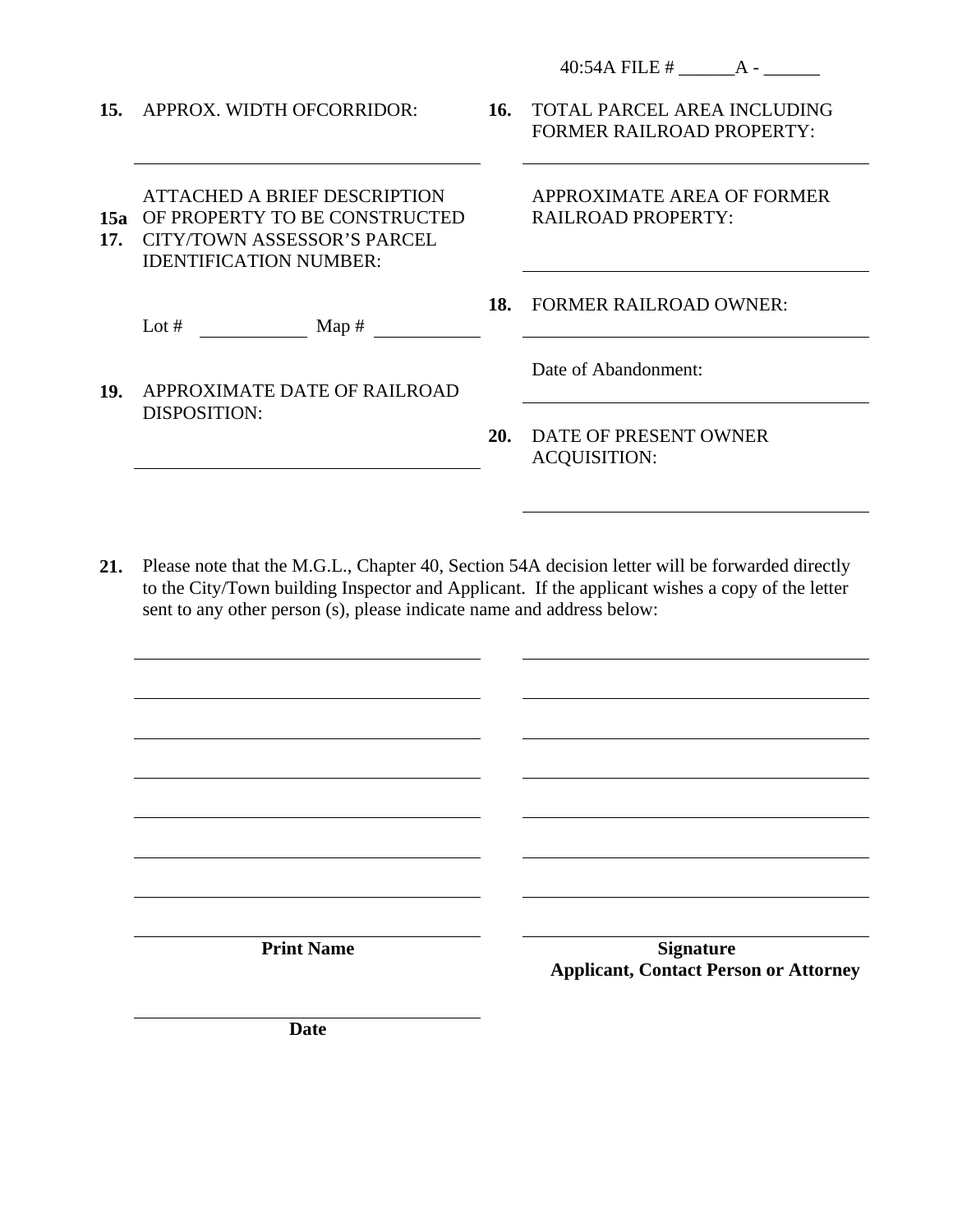40:54A FILE # ______A - ______

**15.** APPROX. WIDTH OFCORRIDOR: ____________________

**15a** ATTACHED A BRIEF DESCRIPTION OF PROPERTY TO BE CONSTRUCTED

**17.** CITY/TOWN ASSESSOR'S PARCEL IDENTIFICATION NUMBER:

Lot # __________ Map # __________

**19.** APPROXIMATE DATE OF RAILROAD DISPOSITION: ____________________

**16.** TOTAL PARCEL AREA INCLUDING FORMER RAILROAD PROPERTY: ____________________

APPROXIMATE AREA OF FORMER RAILROAD PROPERTY: ____________________

**18.** FORMER RAILROAD OWNER: ____________________

Date of Abandonment: ____________________

**20.** DATE OF PRESENT OWNER ACQUISITION: ____________________

**21.** Please note that the M.G.L., Chapter 40, Section 54A decision letter will be forwarded directly to the City/Town building Inspector and Applicant. If the applicant wishes a copy of the letter sent to any other person (s), please indicate name and address below:

____________________ ____________________

____________________ ____________________

____________________ ____________________

____________________ ____________________

____________________ ____________________

____________________ ____________________

____________________ ____________________

____________________ ____________________

**Print Name** **Signature**
**Applicant, Contact Person or Attorney**

____________________

**Date**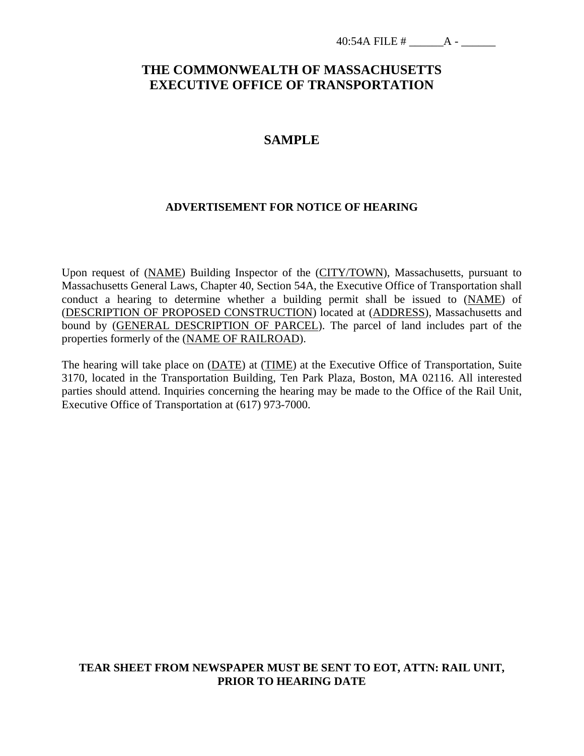40:54A FILE # ______A - ______

# THE COMMONWEALTH OF MASSACHUSETTS
# EXECUTIVE OFFICE OF TRANSPORTATION

## SAMPLE

### ADVERTISEMENT FOR NOTICE OF HEARING

Upon request of (NAME) Building Inspector of the (CITY/TOWN), Massachusetts, pursuant to Massachusetts General Laws, Chapter 40, Section 54A, the Executive Office of Transportation shall conduct a hearing to determine whether a building permit shall be issued to (NAME) of (DESCRIPTION OF PROPOSED CONSTRUCTION) located at (ADDRESS), Massachusetts and bound by (GENERAL DESCRIPTION OF PARCEL). The parcel of land includes part of the properties formerly of the (NAME OF RAILROAD).

The hearing will take place on (DATE) at (TIME) at the Executive Office of Transportation, Suite 3170, located in the Transportation Building, Ten Park Plaza, Boston, MA 02116. All interested parties should attend. Inquiries concerning the hearing may be made to the Office of the Rail Unit, Executive Office of Transportation at (617) 973-7000.

**TEAR SHEET FROM NEWSPAPER MUST BE SENT TO EOT, ATTN: RAIL UNIT, PRIOR TO HEARING DATE**